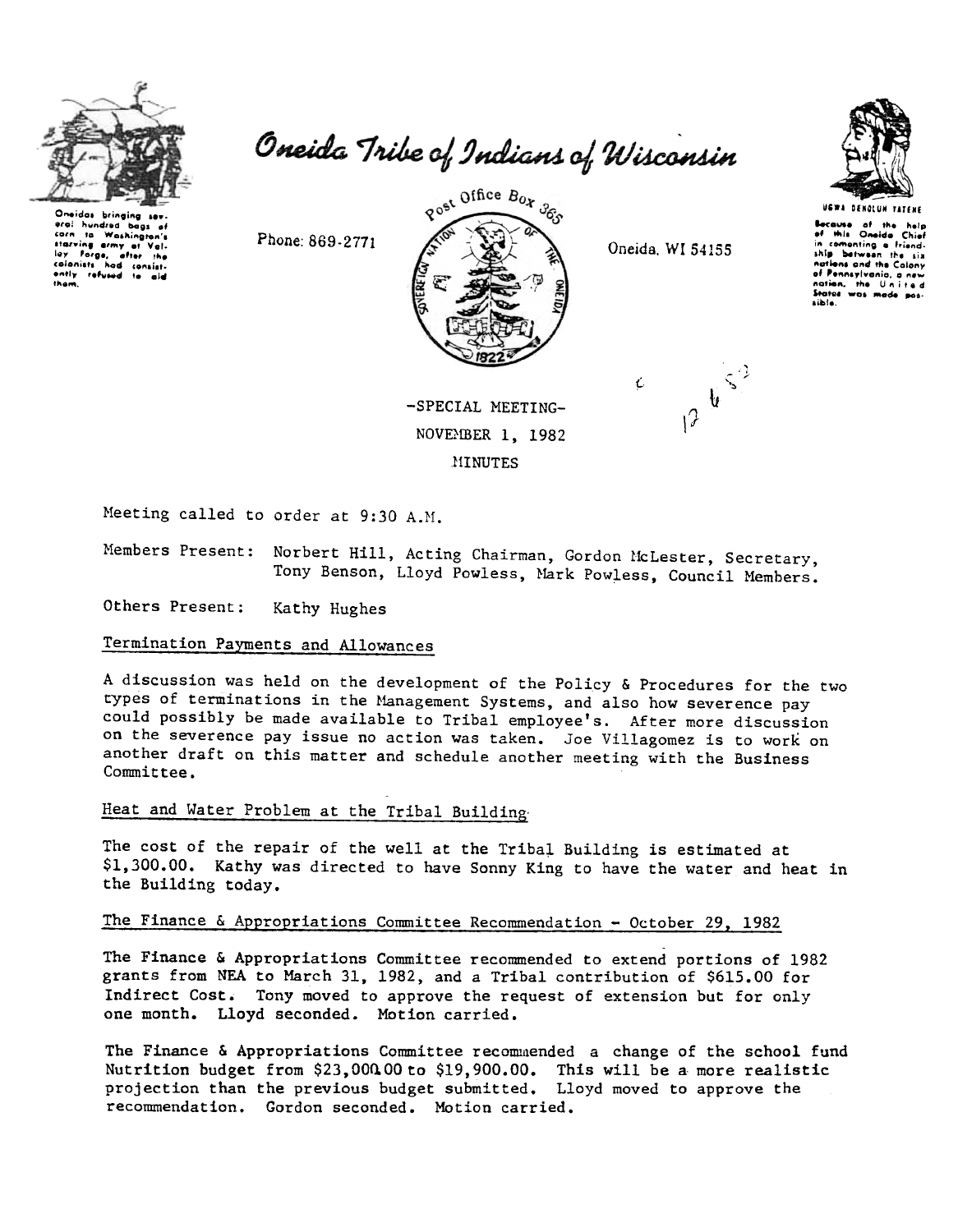# Oneida Tribe of Indians of Wisconsin

Oneidas bringing several hundred bags of corn to Washington's starving army at Valley Forge, after the colonists had consistently refused to aid them.

Phone: 869-2771

Post Office Box 365

Oneida, WI 54155

UGWA DEHOLUN YATEHE

Because of the help of this Oneida Chief in cementing a friendship between the six nations and the Colony of Pennsylvania, a new nation, the United States was made possible.

-SPECIAL MEETING-
NOVEMBER 1, 1982
MINUTES

Meeting called to order at 9:30 A.M.

Members Present: Norbert Hill, Acting Chairman, Gordon McLester, Secretary, Tony Benson, Lloyd Powless, Mark Powless, Council Members.

Others Present: Kathy Hughes

## Termination Payments and Allowances

A discussion was held on the development of the Policy & Procedures for the two types of terminations in the Management Systems, and also how severence pay could possibly be made available to Tribal employee's. After more discussion on the severence pay issue no action was taken. Joe Villagomez is to work on another draft on this matter and schedule another meeting with the Business Committee.

## Heat and Water Problem at the Tribal Building

The cost of the repair of the well at the Tribal Building is estimated at $1,300.00. Kathy was directed to have Sonny King to have the water and heat in the Building today.

## The Finance & Appropriations Committee Recommendation - October 29, 1982

The Finance & Appropriations Committee recommended to extend portions of 1982 grants from NEA to March 31, 1982, and a Tribal contribution of $615.00 for Indirect Cost. Tony moved to approve the request of extension but for only one month. Lloyd seconded. Motion carried.

The Finance & Appropriations Committee recommended a change of the school fund Nutrition budget from $23,000.00 to $19,900.00. This will be a more realistic projection than the previous budget submitted. Lloyd moved to approve the recommendation. Gordon seconded. Motion carried.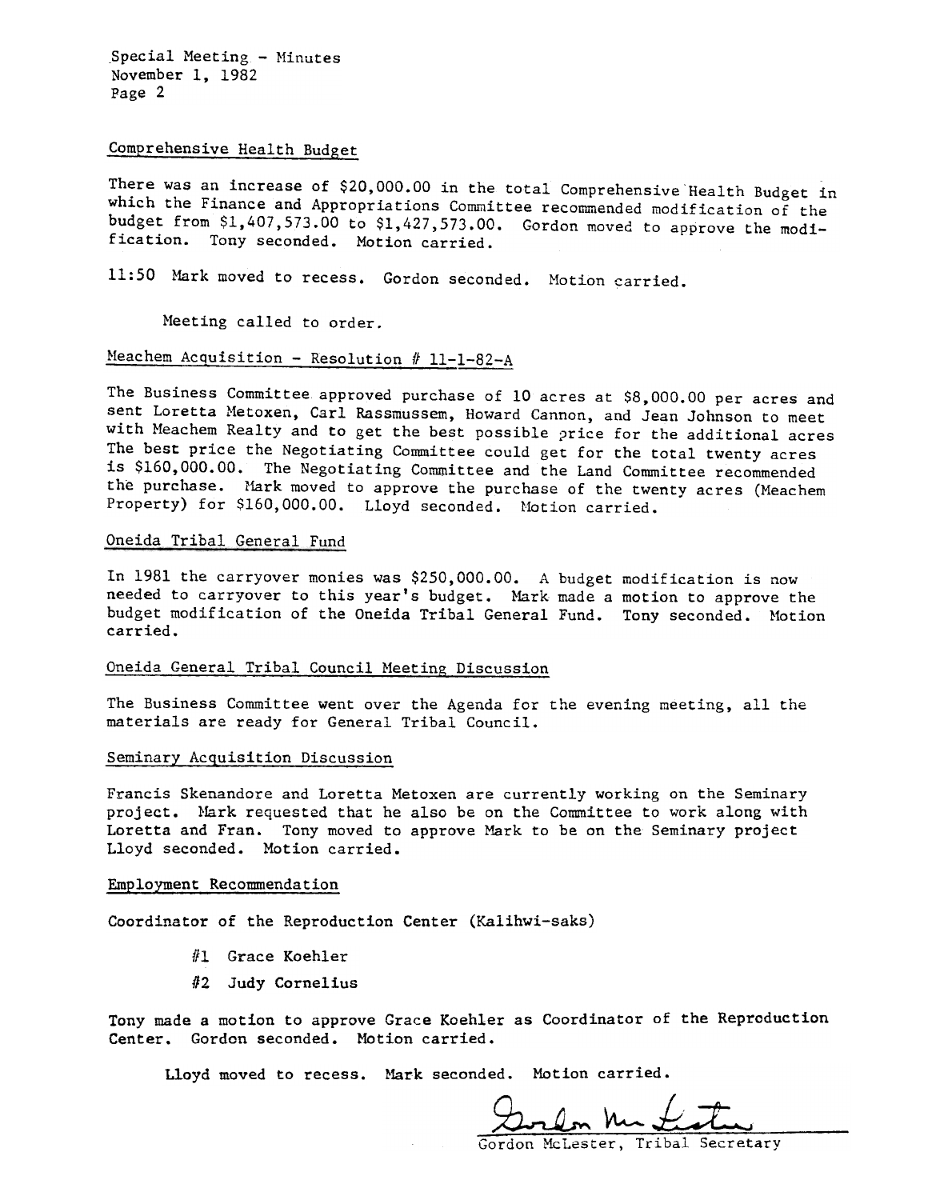Special Meeting - Minutes
November 1, 1982
Page 2

## Comprehensive Health Budget

There was an increase of $20,000.00 in the total Comprehensive Health Budget in which the Finance and Appropriations Committee recommended modification of the budget from $1,407,573.00 to $1,427,573.00. Gordon moved to approve the modification. Tony seconded. Motion carried.

11:50 Mark moved to recess. Gordon seconded. Motion carried.

Meeting called to order.

## Meachem Acquisition - Resolution # 11-1-82-A

The Business Committee approved purchase of 10 acres at $8,000.00 per acres and sent Loretta Metoxen, Carl Rassmussem, Howard Cannon, and Jean Johnson to meet with Meachem Realty and to get the best possible price for the additional acres The best price the Negotiating Committee could get for the total twenty acres is $160,000.00. The Negotiating Committee and the Land Committee recommended the purchase. Mark moved to approve the purchase of the twenty acres (Meachem Property) for $160,000.00. Lloyd seconded. Motion carried.

## Oneida Tribal General Fund

In 1981 the carryover monies was $250,000.00. A budget modification is now needed to carryover to this year's budget. Mark made a motion to approve the budget modification of the Oneida Tribal General Fund. Tony seconded. Motion carried.

## Oneida General Tribal Council Meeting Discussion

The Business Committee went over the Agenda for the evening meeting, all the materials are ready for General Tribal Council.

## Seminary Acquisition Discussion

Francis Skenandore and Loretta Metoxen are currently working on the Seminary project. Mark requested that he also be on the Committee to work along with Loretta and Fran. Tony moved to approve Mark to be on the Seminary project Lloyd seconded. Motion carried.

## Employment Recommendation

Coordinator of the Reproduction Center (Kalihwi-saks)

- #1 Grace Koehler
- #2 Judy Cornelius

Tony made a motion to approve Grace Koehler as Coordinator of the Reproduction Center. Gordon seconded. Motion carried.

Lloyd moved to recess. Mark seconded. Motion carried.

Gordon McLester, Tribal Secretary